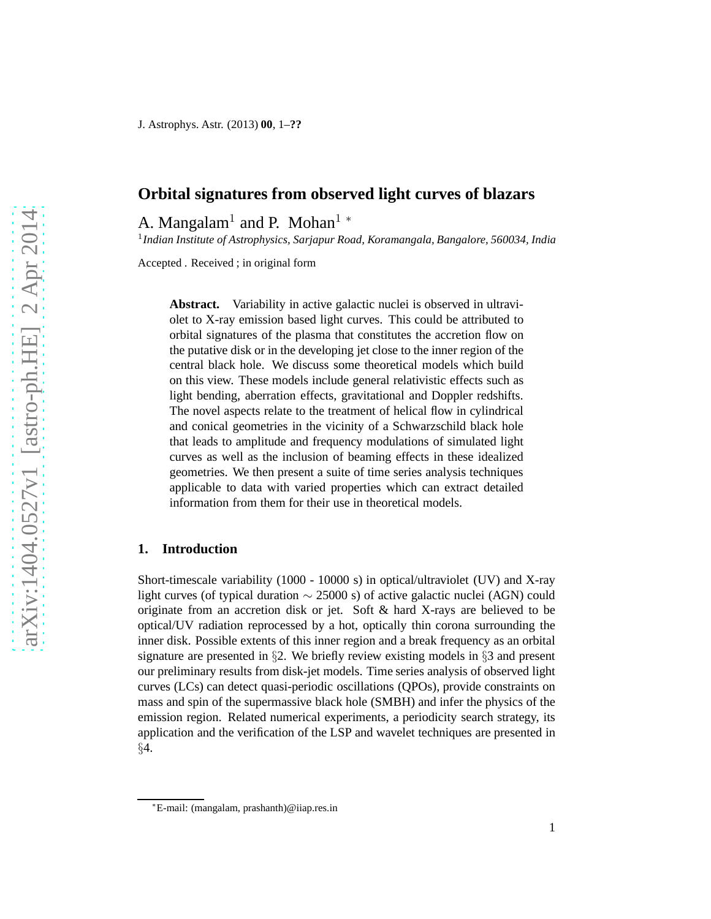# Orbital signatures from observed light curves of blazars

A. Mangalam[1] and P. Mohan[1] *

[1] *Indian Institute of Astrophysics, Sarjapur Road, Koramangala, Bangalore, 560034, India*

Accepted . Received ; in original form

**Abstract.** Variability in active galactic nuclei is observed in ultraviolet to X-ray emission based light curves. This could be attributed to orbital signatures of the plasma that constitutes the accretion flow on the putative disk or in the developing jet close to the inner region of the central black hole. We discuss some theoretical models which build on this view. These models include general relativistic effects such as light bending, aberration effects, gravitational and Doppler redshifts. The novel aspects relate to the treatment of helical flow in cylindrical and conical geometries in the vicinity of a Schwarzschild black hole that leads to amplitude and frequency modulations of simulated light curves as well as the inclusion of beaming effects in these idealized geometries. We then present a suite of time series analysis techniques applicable to data with varied properties which can extract detailed information from them for their use in theoretical models.

## 1. Introduction

Short-timescale variability (1000 - 10000 s) in optical/ultraviolet (UV) and X-ray light curves (of typical duration $\sim$ 25000 s) of active galactic nuclei (AGN) could originate from an accretion disk or jet. Soft & hard X-rays are believed to be optical/UV radiation reprocessed by a hot, optically thin corona surrounding the inner disk. Possible extents of this inner region and a break frequency as an orbital signature are presented in §2. We briefly review existing models in §3 and present our preliminary results from disk-jet models. Time series analysis of observed light curves (LCs) can detect quasi-periodic oscillations (QPOs), provide constraints on mass and spin of the supermassive black hole (SMBH) and infer the physics of the emission region. Related numerical experiments, a periodicity search strategy, its application and the verification of the LSP and wavelet techniques are presented in §4.

*E-mail: (mangalam, prashanth)@iiap.res.in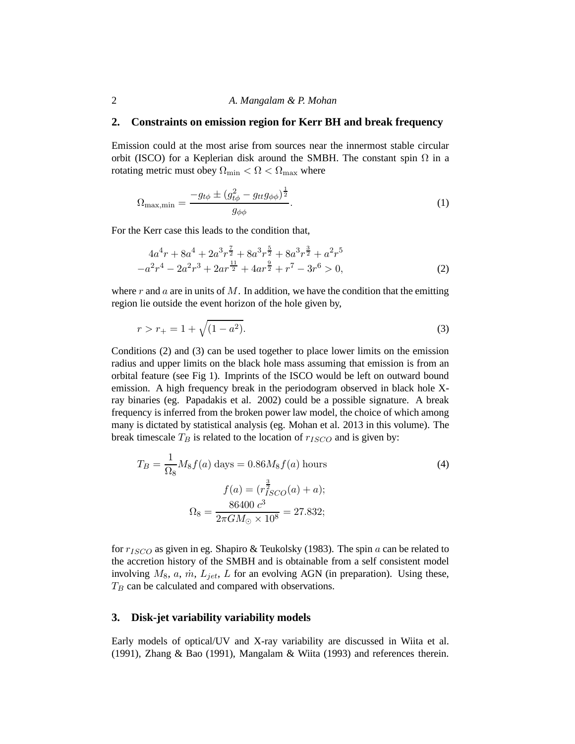## 2. Constraints on emission region for Kerr BH and break frequency

Emission could at the most arise from sources near the innermost stable circular orbit (ISCO) for a Keplerian disk around the SMBH. The constant spin $\Omega$ in a rotating metric must obey $\Omega_{\min} < \Omega < \Omega_{\max}$ where

$$\Omega_{\max,\min} = \frac{-g_{t\phi} \pm (g_{t\phi}^2 - g_{tt}g_{\phi\phi})^{\frac{1}{2}}}{g_{\phi\phi}}. \tag{1}$$

For the Kerr case this leads to the condition that,

$$\begin{aligned} &4a^4 r + 8a^4 + 2a^3 r^{\frac{7}{2}} + 8a^3 r^{\frac{5}{2}} + 8a^3 r^{\frac{3}{2}} + a^2 r^5 \\ &-a^2 r^4 - 2a^2 r^3 + 2ar^{\frac{11}{2}} + 4ar^{\frac{9}{2}} + r^7 - 3r^6 > 0, \end{aligned} \tag{2}$$

where $r$ and $a$ are in units of $M$. In addition, we have the condition that the emitting region lie outside the event horizon of the hole given by,

$$r > r_+ = 1 + \sqrt{(1-a^2)}. \tag{3}$$

Conditions (2) and (3) can be used together to place lower limits on the emission radius and upper limits on the black hole mass assuming that emission is from an orbital feature (see Fig 1). Imprints of the ISCO would be left on outward bound emission. A high frequency break in the periodogram observed in black hole X-ray binaries (eg. Papadakis et al. 2002) could be a possible signature. A break frequency is inferred from the broken power law model, the choice of which among many is dictated by statistical analysis (eg. Mohan et al. 2013 in this volume). The break timescale $T_B$ is related to the location of $r_{ISCO}$ and is given by:

$$\begin{aligned} T_B = \frac{1}{\Omega_8} M_8 f(a) \text{ days} &= 0.86 M_8 f(a) \text{ hours} \\ f(a) &= (r_{ISCO}^{\frac{3}{2}}(a) + a); \\ \Omega_8 &= \frac{86400\ c^3}{2\pi G M_\odot \times 10^8} = 27.832; \end{aligned} \tag{4}$$

for $r_{ISCO}$ as given in eg. Shapiro & Teukolsky (1983). The spin $a$ can be related to the accretion history of the SMBH and is obtainable from a self consistent model involving $M_8$, $a$, $\dot{m}$, $L_{jet}$, $L$ for an evolving AGN (in preparation). Using these, $T_B$ can be calculated and compared with observations.

## 3. Disk-jet variability variability models

Early models of optical/UV and X-ray variability are discussed in Wiita et al. (1991), Zhang & Bao (1991), Mangalam & Wiita (1993) and references therein.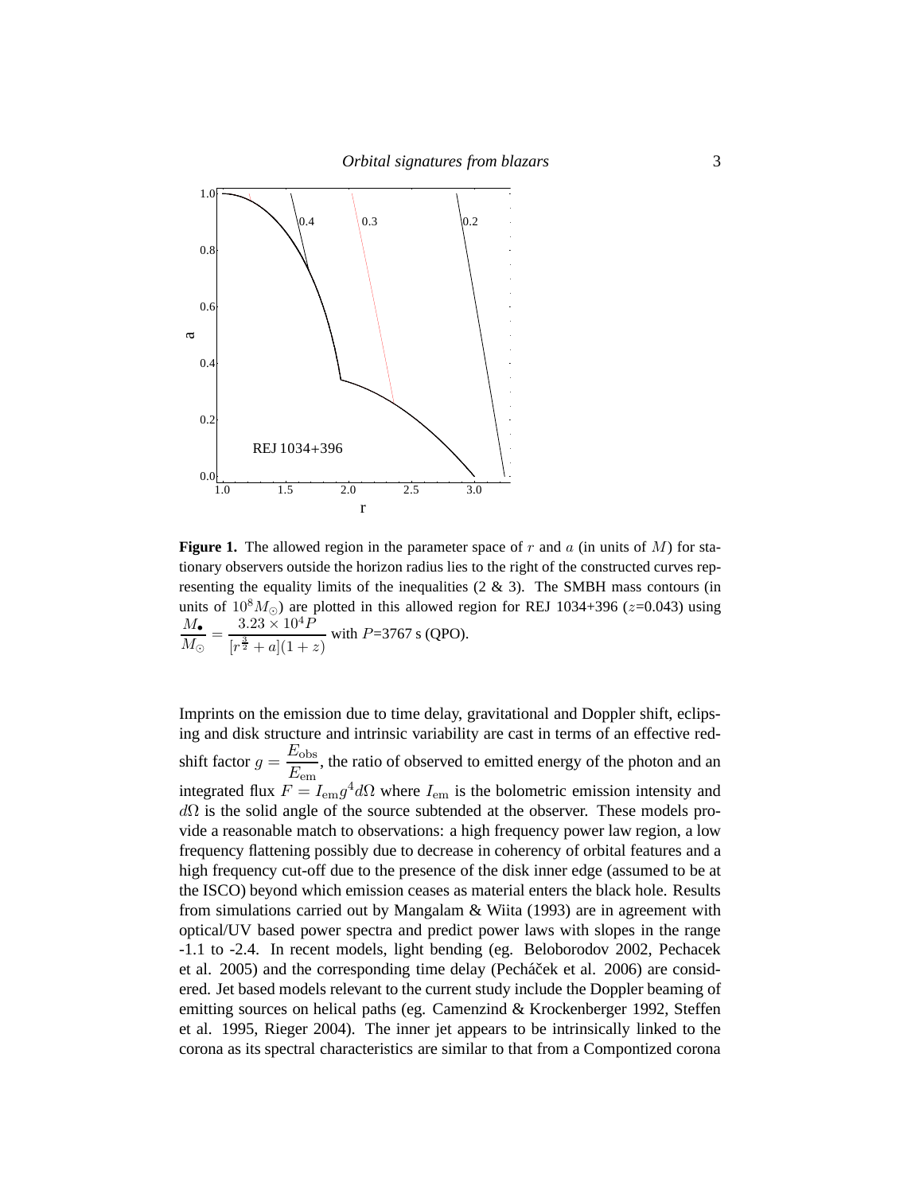**Figure 1.** The allowed region in the parameter space of $r$ and $a$ (in units of $M$) for stationary observers outside the horizon radius lies to the right of the constructed curves representing the equality limits of the inequalities (2 & 3). The SMBH mass contours (in units of $10^8 M_\odot$) are plotted in this allowed region for REJ 1034+396 ($z$=0.043) using $\dfrac{M_\bullet}{M_\odot} = \dfrac{3.23 \times 10^4 P}{[r^{\frac{3}{2}} + a](1+z)}$ with $P$=3767 s (QPO).

Imprints on the emission due to time delay, gravitational and Doppler shift, eclipsing and disk structure and intrinsic variability are cast in terms of an effective redshift factor $g = \dfrac{E_{\rm obs}}{E_{\rm em}}$, the ratio of observed to emitted energy of the photon and an integrated flux $F = I_{\rm em} g^4 d\Omega$ where $I_{\rm em}$ is the bolometric emission intensity and $d\Omega$ is the solid angle of the source subtended at the observer. These models provide a reasonable match to observations: a high frequency power law region, a low frequency flattening possibly due to decrease in coherency of orbital features and a high frequency cut-off due to the presence of the disk inner edge (assumed to be at the ISCO) beyond which emission ceases as material enters the black hole. Results from simulations carried out by Mangalam & Wiita (1993) are in agreement with optical/UV based power spectra and predict power laws with slopes in the range -1.1 to -2.4. In recent models, light bending (eg. Beloborodov 2002, Pechacek et al. 2005) and the corresponding time delay (Pecháček et al. 2006) are considered. Jet based models relevant to the current study include the Doppler beaming of emitting sources on helical paths (eg. Camenzind & Krockenberger 1992, Steffen et al. 1995, Rieger 2004). The inner jet appears to be intrinsically linked to the corona as its spectral characteristics are similar to that from a Compontized corona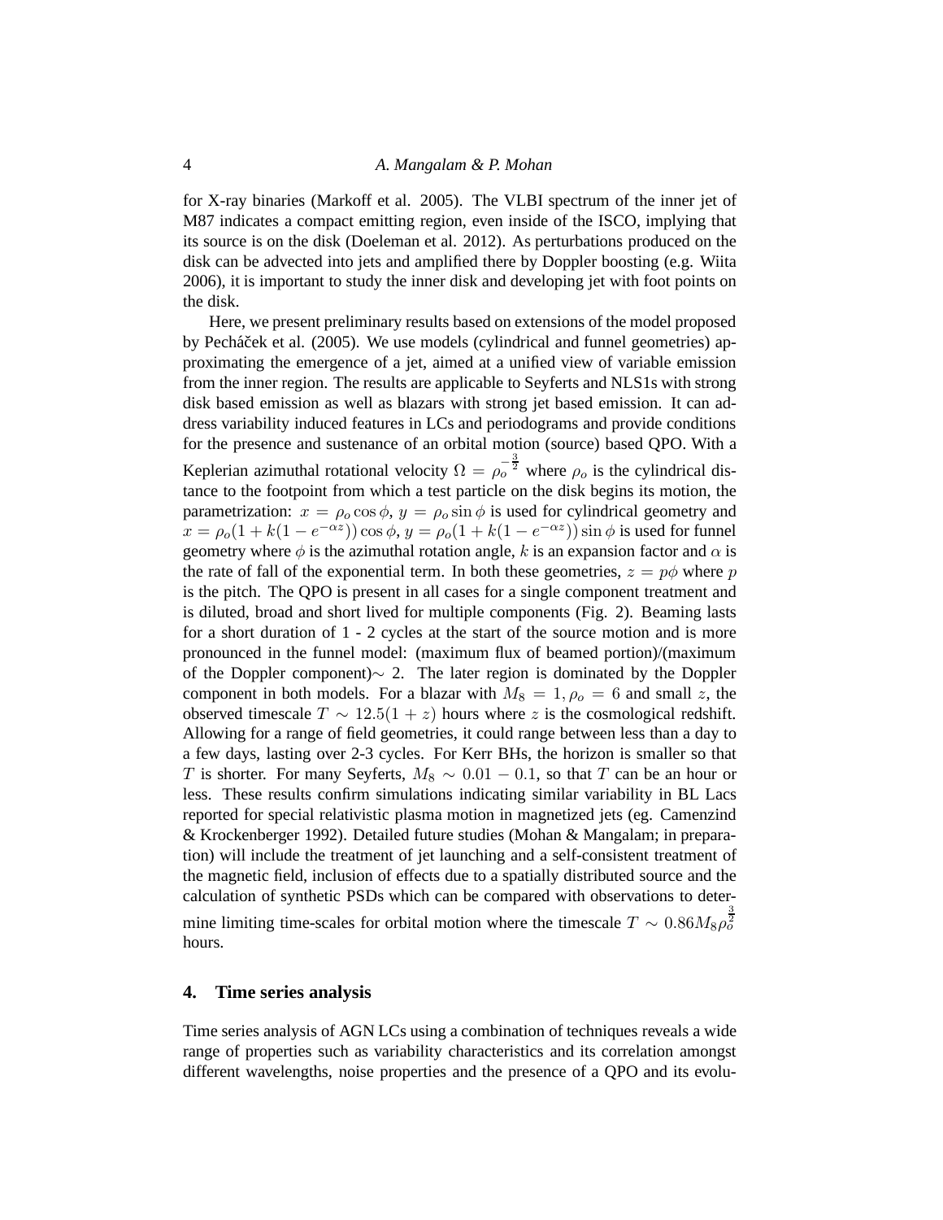for X-ray binaries (Markoff et al. 2005). The VLBI spectrum of the inner jet of M87 indicates a compact emitting region, even inside of the ISCO, implying that its source is on the disk (Doeleman et al. 2012). As perturbations produced on the disk can be advected into jets and amplified there by Doppler boosting (e.g. Wiita 2006), it is important to study the inner disk and developing jet with foot points on the disk.

Here, we present preliminary results based on extensions of the model proposed by Pecháček et al. (2005). We use models (cylindrical and funnel geometries) approximating the emergence of a jet, aimed at a unified view of variable emission from the inner region. The results are applicable to Seyferts and NLS1s with strong disk based emission as well as blazars with strong jet based emission. It can address variability induced features in LCs and periodograms and provide conditions for the presence and sustenance of an orbital motion (source) based QPO. With a Keplerian azimuthal rotational velocity $\Omega = \rho_o^{-\frac{3}{2}}$ where $\rho_o$ is the cylindrical distance to the footpoint from which a test particle on the disk begins its motion, the parametrization: $x = \rho_o \cos\phi$, $y = \rho_o \sin\phi$ is used for cylindrical geometry and $x = \rho_o(1 + k(1 - e^{-\alpha z}))\cos\phi$, $y = \rho_o(1 + k(1 - e^{-\alpha z}))\sin\phi$ is used for funnel geometry where $\phi$ is the azimuthal rotation angle, $k$ is an expansion factor and $\alpha$ is the rate of fall of the exponential term. In both these geometries, $z = p\phi$ where $p$ is the pitch. The QPO is present in all cases for a single component treatment and is diluted, broad and short lived for multiple components (Fig. 2). Beaming lasts for a short duration of 1 - 2 cycles at the start of the source motion and is more pronounced in the funnel model: (maximum flux of beamed portion)/(maximum of the Doppler component)$\sim$ 2. The later region is dominated by the Doppler component in both models. For a blazar with $M_8 = 1, \rho_o = 6$ and small $z$, the observed timescale $T \sim 12.5(1 + z)$ hours where $z$ is the cosmological redshift. Allowing for a range of field geometries, it could range between less than a day to a few days, lasting over 2-3 cycles. For Kerr BHs, the horizon is smaller so that $T$ is shorter. For many Seyferts, $M_8 \sim 0.01 - 0.1$, so that $T$ can be an hour or less. These results confirm simulations indicating similar variability in BL Lacs reported for special relativistic plasma motion in magnetized jets (eg. Camenzind & Krockenberger 1992). Detailed future studies (Mohan & Mangalam; in preparation) will include the treatment of jet launching and a self-consistent treatment of the magnetic field, inclusion of effects due to a spatially distributed source and the calculation of synthetic PSDs which can be compared with observations to determine limiting time-scales for orbital motion where the timescale $T \sim 0.86 M_8 \rho_o^{\frac{3}{2}}$ hours.

## 4. Time series analysis

Time series analysis of AGN LCs using a combination of techniques reveals a wide range of properties such as variability characteristics and its correlation amongst different wavelengths, noise properties and the presence of a QPO and its evolu-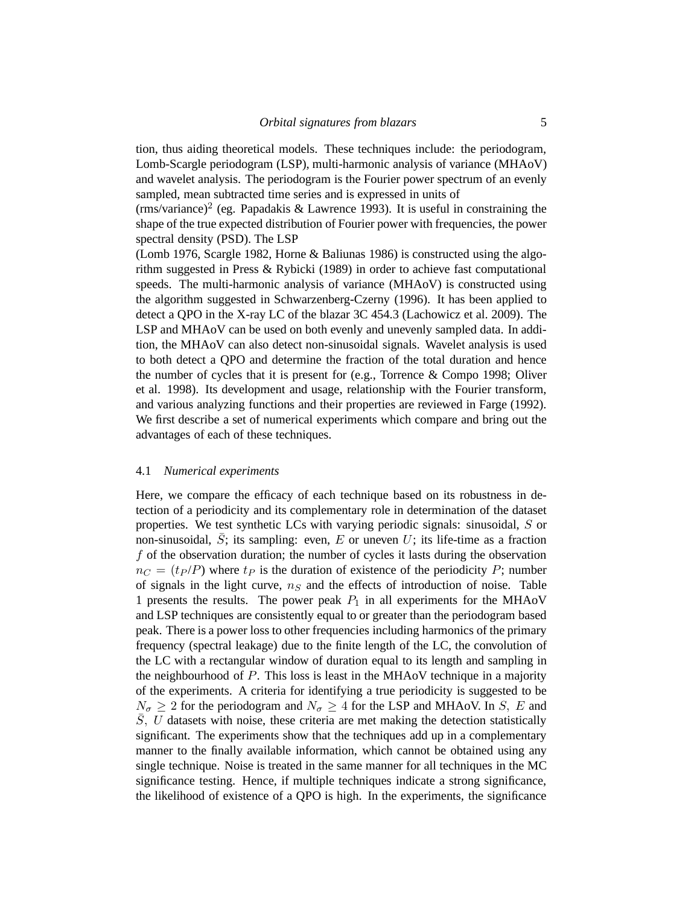tion, thus aiding theoretical models. These techniques include: the periodogram, Lomb-Scargle periodogram (LSP), multi-harmonic analysis of variance (MHAoV) and wavelet analysis. The periodogram is the Fourier power spectrum of an evenly sampled, mean subtracted time series and is expressed in units of (rms/variance)$^2$ (eg. Papadakis & Lawrence 1993). It is useful in constraining the shape of the true expected distribution of Fourier power with frequencies, the power spectral density (PSD). The LSP (Lomb 1976, Scargle 1982, Horne & Baliunas 1986) is constructed using the algorithm suggested in Press & Rybicki (1989) in order to achieve fast computational speeds. The multi-harmonic analysis of variance (MHAoV) is constructed using the algorithm suggested in Schwarzenberg-Czerny (1996). It has been applied to detect a QPO in the X-ray LC of the blazar 3C 454.3 (Lachowicz et al. 2009). The LSP and MHAoV can be used on both evenly and unevenly sampled data. In addition, the MHAoV can also detect non-sinusoidal signals. Wavelet analysis is used to both detect a QPO and determine the fraction of the total duration and hence the number of cycles that it is present for (e.g., Torrence & Compo 1998; Oliver et al. 1998). Its development and usage, relationship with the Fourier transform, and various analyzing functions and their properties are reviewed in Farge (1992). We first describe a set of numerical experiments which compare and bring out the advantages of each of these techniques.

### 4.1 *Numerical experiments*

Here, we compare the efficacy of each technique based on its robustness in detection of a periodicity and its complementary role in determination of the dataset properties. We test synthetic LCs with varying periodic signals: sinusoidal, $S$ or non-sinusoidal, $\bar{S}$; its sampling: even, $E$ or uneven $U$; its life-time as a fraction $f$ of the observation duration; the number of cycles it lasts during the observation $n_C = (t_P/P)$ where $t_P$ is the duration of existence of the periodicity $P$; number of signals in the light curve, $n_S$ and the effects of introduction of noise. Table 1 presents the results. The power peak $P_1$ in all experiments for the MHAoV and LSP techniques are consistently equal to or greater than the periodogram based peak. There is a power loss to other frequencies including harmonics of the primary frequency (spectral leakage) due to the finite length of the LC, the convolution of the LC with a rectangular window of duration equal to its length and sampling in the neighbourhood of $P$. This loss is least in the MHAoV technique in a majority of the experiments. A criteria for identifying a true periodicity is suggested to be $N_\sigma \geq 2$ for the periodogram and $N_\sigma \geq 4$ for the LSP and MHAoV. In $S,\ E$ and $\bar{S},\ U$ datasets with noise, these criteria are met making the detection statistically significant. The experiments show that the techniques add up in a complementary manner to the finally available information, which cannot be obtained using any single technique. Noise is treated in the same manner for all techniques in the MC significance testing. Hence, if multiple techniques indicate a strong significance, the likelihood of existence of a QPO is high. In the experiments, the significance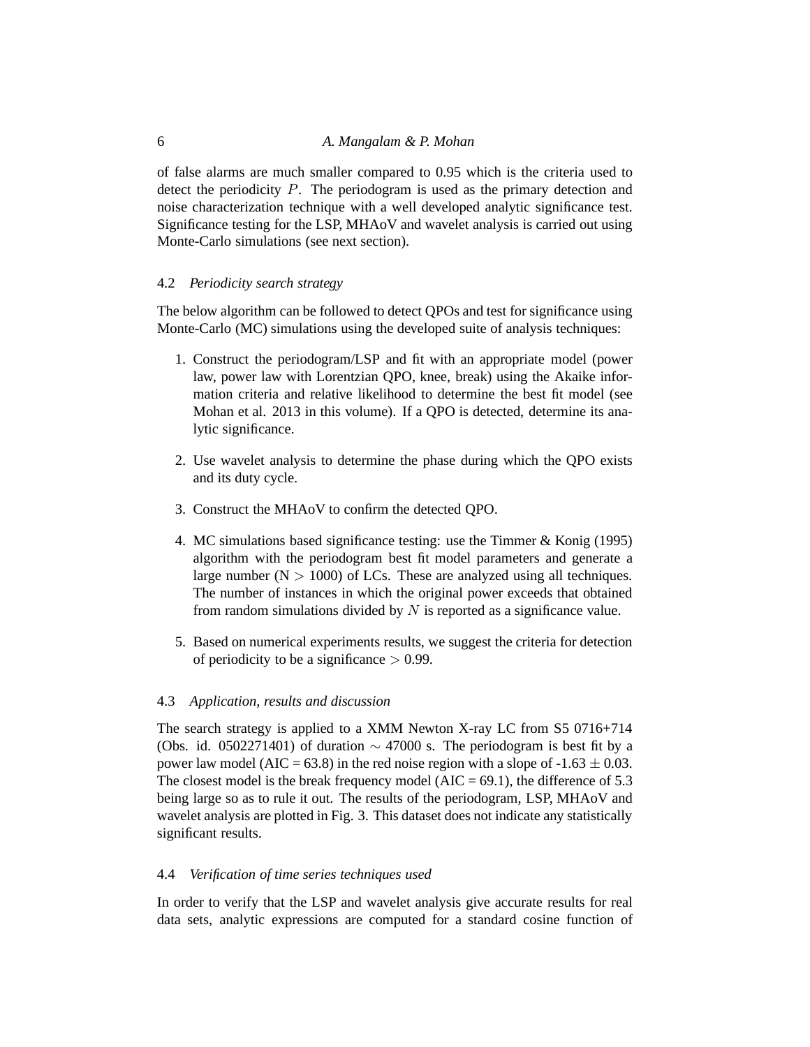of false alarms are much smaller compared to 0.95 which is the criteria used to detect the periodicity $P$. The periodogram is used as the primary detection and noise characterization technique with a well developed analytic significance test. Significance testing for the LSP, MHAoV and wavelet analysis is carried out using Monte-Carlo simulations (see next section).

### 4.2 *Periodicity search strategy*

The below algorithm can be followed to detect QPOs and test for significance using Monte-Carlo (MC) simulations using the developed suite of analysis techniques:

1. Construct the periodogram/LSP and fit with an appropriate model (power law, power law with Lorentzian QPO, knee, break) using the Akaike information criteria and relative likelihood to determine the best fit model (see Mohan et al. 2013 in this volume). If a QPO is detected, determine its analytic significance.

2. Use wavelet analysis to determine the phase during which the QPO exists and its duty cycle.

3. Construct the MHAoV to confirm the detected QPO.

4. MC simulations based significance testing: use the Timmer & Konig (1995) algorithm with the periodogram best fit model parameters and generate a large number (N $>$ 1000) of LCs. These are analyzed using all techniques. The number of instances in which the original power exceeds that obtained from random simulations divided by $N$ is reported as a significance value.

5. Based on numerical experiments results, we suggest the criteria for detection of periodicity to be a significance $>$ 0.99.

### 4.3 *Application, results and discussion*

The search strategy is applied to a XMM Newton X-ray LC from S5 0716+714 (Obs. id. 0502271401) of duration $\sim$ 47000 s. The periodogram is best fit by a power law model (AIC = 63.8) in the red noise region with a slope of -1.63 $\pm$ 0.03. The closest model is the break frequency model (AIC = 69.1), the difference of 5.3 being large so as to rule it out. The results of the periodogram, LSP, MHAoV and wavelet analysis are plotted in Fig. 3. This dataset does not indicate any statistically significant results.

### 4.4 *Verification of time series techniques used*

In order to verify that the LSP and wavelet analysis give accurate results for real data sets, analytic expressions are computed for a standard cosine function of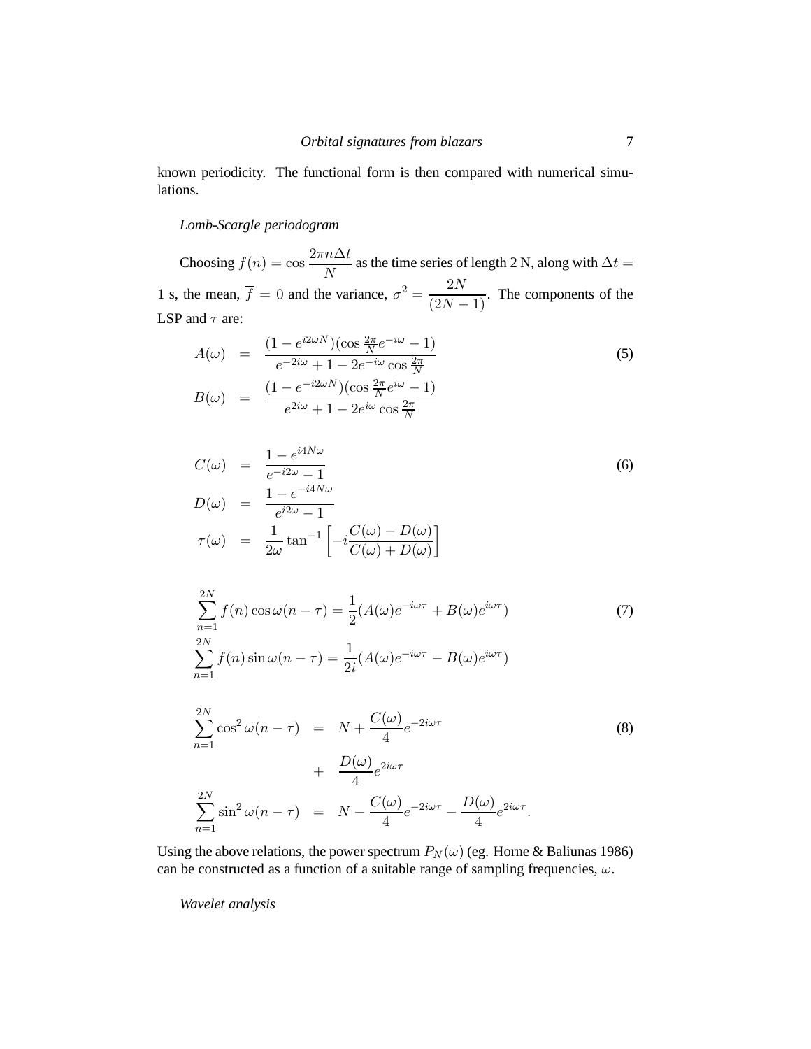known periodicity. The functional form is then compared with numerical simulations.

*Lomb-Scargle periodogram*

Choosing $f(n) = \cos \dfrac{2\pi n \Delta t}{N}$ as the time series of length 2 N, along with $\Delta t =$ 1 s, the mean, $\overline{f} = 0$ and the variance, $\sigma^2 = \dfrac{2N}{(2N-1)}$. The components of the LSP and $\tau$ are:

$$
\begin{aligned}
A(\omega) &= \frac{(1 - e^{i2\omega N})(\cos \frac{2\pi}{N} e^{-i\omega} - 1)}{e^{-2i\omega} + 1 - 2e^{-i\omega} \cos \frac{2\pi}{N}} \\
B(\omega) &= \frac{(1 - e^{-i2\omega N})(\cos \frac{2\pi}{N} e^{i\omega} - 1)}{e^{2i\omega} + 1 - 2e^{i\omega} \cos \frac{2\pi}{N}}
\end{aligned} \tag{5}
$$

$$
\begin{aligned}
C(\omega) &= \frac{1 - e^{i4N\omega}}{e^{-i2\omega} - 1} \\
D(\omega) &= \frac{1 - e^{-i4N\omega}}{e^{i2\omega} - 1} \\
\tau(\omega) &= \frac{1}{2\omega} \tan^{-1} \left[ -i \frac{C(\omega) - D(\omega)}{C(\omega) + D(\omega)} \right]
\end{aligned} \tag{6}
$$

$$
\begin{aligned}
\sum_{n=1}^{2N} f(n) \cos \omega(n - \tau) &= \frac{1}{2}(A(\omega)e^{-i\omega\tau} + B(\omega)e^{i\omega\tau}) \\
\sum_{n=1}^{2N} f(n) \sin \omega(n - \tau) &= \frac{1}{2i}(A(\omega)e^{-i\omega\tau} - B(\omega)e^{i\omega\tau})
\end{aligned} \tag{7}
$$

$$
\begin{aligned}
\sum_{n=1}^{2N} \cos^2 \omega(n - \tau) &= N + \frac{C(\omega)}{4} e^{-2i\omega\tau} \\
&\quad + \frac{D(\omega)}{4} e^{2i\omega\tau} \\
\sum_{n=1}^{2N} \sin^2 \omega(n - \tau) &= N - \frac{C(\omega)}{4} e^{-2i\omega\tau} - \frac{D(\omega)}{4} e^{2i\omega\tau}.
\end{aligned} \tag{8}
$$

Using the above relations, the power spectrum $P_N(\omega)$ (eg. Horne & Baliunas 1986) can be constructed as a function of a suitable range of sampling frequencies, $\omega$.

*Wavelet analysis*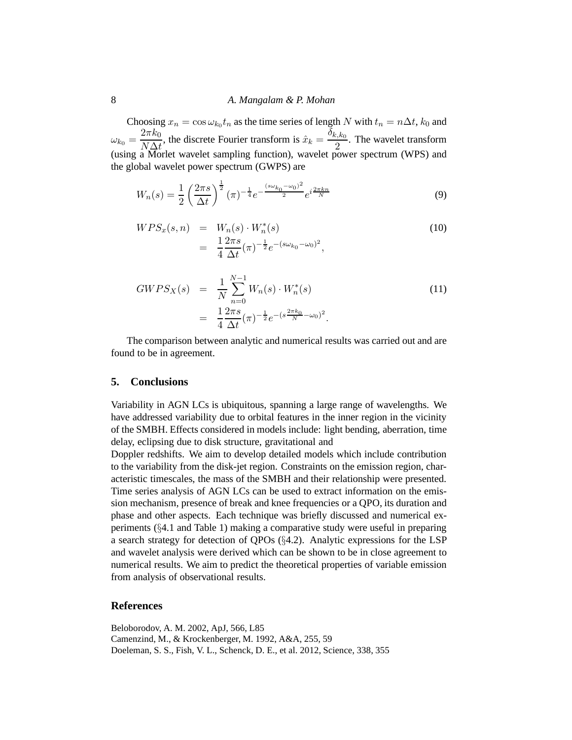Choosing $x_n = \cos \omega_{k_0} t_n$ as the time series of length $N$ with $t_n = n\Delta t$, $k_0$ and $\omega_{k_0} = \dfrac{2\pi k_0}{N\Delta t}$, the discrete Fourier transform is $\hat{x}_k = \dfrac{\delta_{k,k_0}}{2}$. The wavelet transform (using a Morlet wavelet sampling function), wavelet power spectrum (WPS) and the global wavelet power spectrum (GWPS) are

$$W_n(s) = \frac{1}{2}\left(\frac{2\pi s}{\Delta t}\right)^{\frac{1}{2}} (\pi)^{-\frac{1}{4}} e^{-\frac{(s\omega_{k_0}-\omega_0)^2}{2}} e^{i\frac{2\pi k n}{N}} \tag{9}$$

$$\begin{aligned} WPS_x(s,n) &= W_n(s) \cdot W_n^*(s) \\ &= \frac{1}{4}\frac{2\pi s}{\Delta t}(\pi)^{-\frac{1}{2}} e^{-(s\omega_{k_0}-\omega_0)^2}, \end{aligned} \tag{10}$$

$$\begin{aligned} GWPS_X(s) &= \frac{1}{N}\sum_{n=0}^{N-1} W_n(s) \cdot W_n^*(s) \\ &= \frac{1}{4}\frac{2\pi s}{\Delta t}(\pi)^{-\frac{1}{2}} e^{-(s\frac{2\pi k_0}{N}-\omega_0)^2}. \end{aligned} \tag{11}$$

The comparison between analytic and numerical results was carried out and are found to be in agreement.

## 5. Conclusions

Variability in AGN LCs is ubiquitous, spanning a large range of wavelengths. We have addressed variability due to orbital features in the inner region in the vicinity of the SMBH. Effects considered in models include: light bending, aberration, time delay, eclipsing due to disk structure, gravitational and Doppler redshifts. We aim to develop detailed models which include contribution to the variability from the disk-jet region. Constraints on the emission region, characteristic timescales, the mass of the SMBH and their relationship were presented. Time series analysis of AGN LCs can be used to extract information on the emission mechanism, presence of break and knee frequencies or a QPO, its duration and phase and other aspects. Each technique was briefly discussed and numerical experiments (§4.1 and Table 1) making a comparative study were useful in preparing a search strategy for detection of QPOs (§4.2). Analytic expressions for the LSP and wavelet analysis were derived which can be shown to be in close agreement to numerical results. We aim to predict the theoretical properties of variable emission from analysis of observational results.

## References

Beloborodov, A. M. 2002, ApJ, 566, L85
Camenzind, M., & Krockenberger, M. 1992, A&A, 255, 59
Doeleman, S. S., Fish, V. L., Schenck, D. E., et al. 2012, Science, 338, 355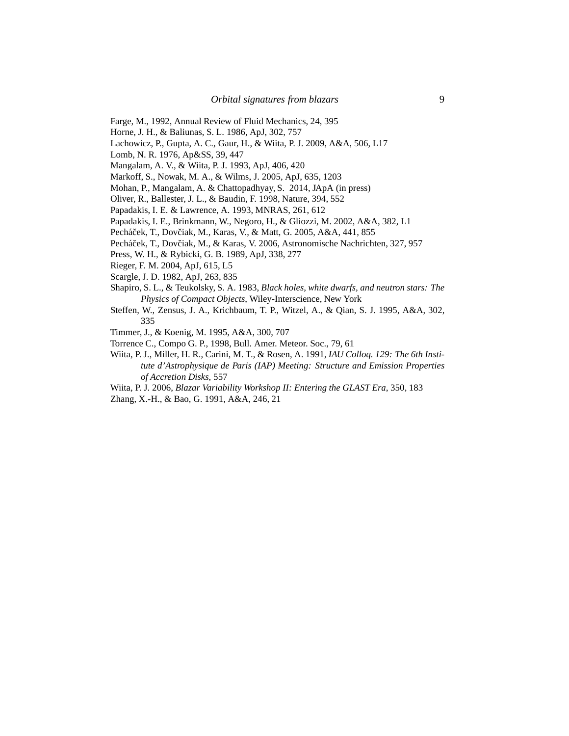Farge, M., 1992, Annual Review of Fluid Mechanics, 24, 395

Horne, J. H., & Baliunas, S. L. 1986, ApJ, 302, 757

Lachowicz, P., Gupta, A. C., Gaur, H., & Wiita, P. J. 2009, A&A, 506, L17

Lomb, N. R. 1976, Ap&SS, 39, 447

Mangalam, A. V., & Wiita, P. J. 1993, ApJ, 406, 420

Markoff, S., Nowak, M. A., & Wilms, J. 2005, ApJ, 635, 1203

Mohan, P., Mangalam, A. & Chattopadhyay, S. 2014, JApA (in press)

Oliver, R., Ballester, J. L., & Baudin, F. 1998, Nature, 394, 552

Papadakis, I. E. & Lawrence, A. 1993, MNRAS, 261, 612

Papadakis, I. E., Brinkmann, W., Negoro, H., & Gliozzi, M. 2002, A&A, 382, L1

Pecháček, T., Dovčiak, M., Karas, V., & Matt, G. 2005, A&A, 441, 855

Pecháček, T., Dovčiak, M., & Karas, V. 2006, Astronomische Nachrichten, 327, 957

Press, W. H., & Rybicki, G. B. 1989, ApJ, 338, 277

Rieger, F. M. 2004, ApJ, 615, L5

Scargle, J. D. 1982, ApJ, 263, 835

Shapiro, S. L., & Teukolsky, S. A. 1983, *Black holes, white dwarfs, and neutron stars: The Physics of Compact Objects*, Wiley-Interscience, New York

Steffen, W., Zensus, J. A., Krichbaum, T. P., Witzel, A., & Qian, S. J. 1995, A&A, 302, 335

Timmer, J., & Koenig, M. 1995, A&A, 300, 707

Torrence C., Compo G. P., 1998, Bull. Amer. Meteor. Soc., 79, 61

Wiita, P. J., Miller, H. R., Carini, M. T., & Rosen, A. 1991, *IAU Colloq. 129: The 6th Institute d'Astrophysique de Paris (IAP) Meeting: Structure and Emission Properties of Accretion Disks*, 557

Wiita, P. J. 2006, *Blazar Variability Workshop II: Entering the GLAST Era*, 350, 183

Zhang, X.-H., & Bao, G. 1991, A&A, 246, 21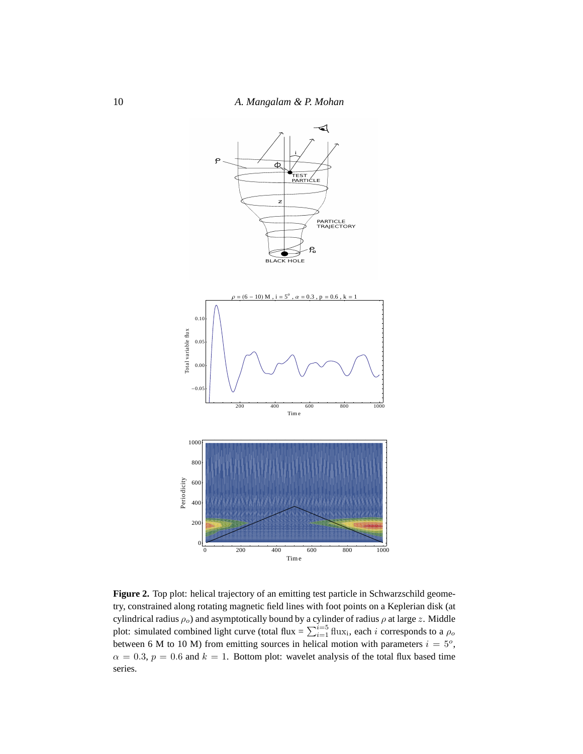**Figure 2.** Top plot: helical trajectory of an emitting test particle in Schwarzschild geometry, constrained along rotating magnetic field lines with foot points on a Keplerian disk (at cylindrical radius $\rho_o$) and asymptotically bound by a cylinder of radius $\rho$ at large $z$. Middle plot: simulated combined light curve (total flux = $\sum_{i=1}^{i=5} \mathrm{flux_i}$, each $i$ corresponds to a $\rho_o$ between 6 M to 10 M) from emitting sources in helical motion with parameters $i = 5^o$, $\alpha = 0.3$, $p = 0.6$ and $k = 1$. Bottom plot: wavelet analysis of the total flux based time series.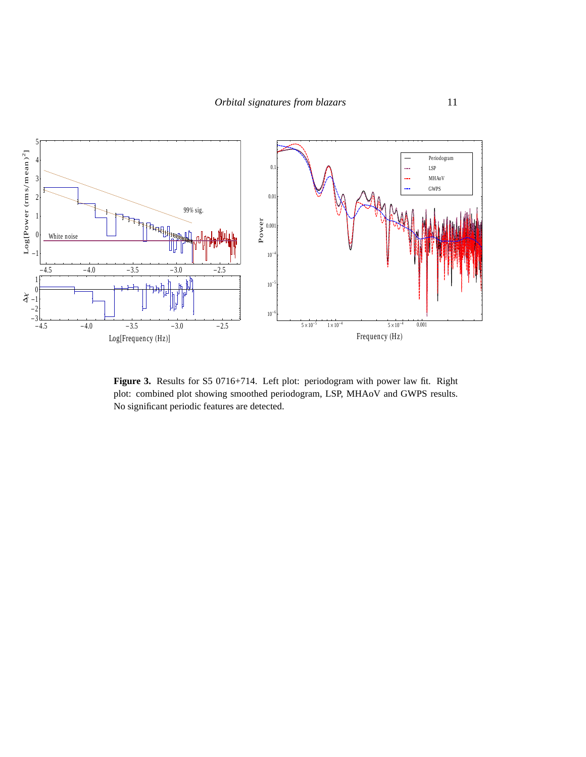**Figure 3.** Results for S5 0716+714. Left plot: periodogram with power law fit. Right plot: combined plot showing smoothed periodogram, LSP, MHAoV and GWPS results. No significant periodic features are detected.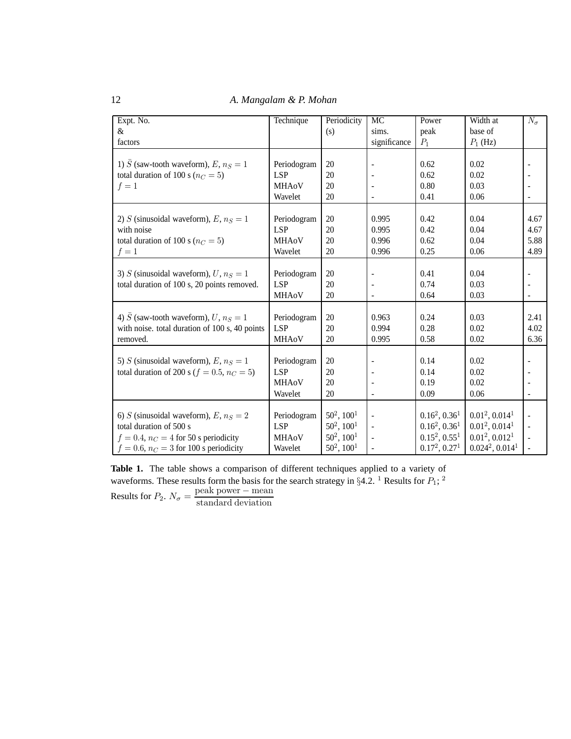| Expt. No. & factors | Technique | Periodicity (s) | MC sims. significance | Power peak $P_1$ | Width at base of $P_1$ (Hz) | $N_\sigma$ |
|---|---|---|---|---|---|---|
| 1) $\bar{S}$ (saw-tooth waveform), $E$, $n_S = 1$ total duration of 100 s ($n_C = 5$) $f = 1$ | Periodogram | 20 | - | 0.62 | 0.02 | - |
| | LSP | 20 | - | 0.62 | 0.02 | - |
| | MHAoV | 20 | - | 0.80 | 0.03 | - |
| | Wavelet | 20 | - | 0.41 | 0.06 | - |
| 2) $S$ (sinusoidal waveform), $E$, $n_S = 1$ with noise total duration of 100 s ($n_C = 5$) $f = 1$ | Periodogram | 20 | 0.995 | 0.42 | 0.04 | 4.67 |
| | LSP | 20 | 0.995 | 0.42 | 0.04 | 4.67 |
| | MHAoV | 20 | 0.996 | 0.62 | 0.04 | 5.88 |
| | Wavelet | 20 | 0.996 | 0.25 | 0.06 | 4.89 |
| 3) $S$ (sinusoidal waveform), $U$, $n_S = 1$ total duration of 100 s, 20 points removed. | Periodogram | 20 | - | 0.41 | 0.04 | - |
| | LSP | 20 | - | 0.74 | 0.03 | - |
| | MHAoV | 20 | - | 0.64 | 0.03 | - |
| 4) $\bar{S}$ (saw-tooth waveform), $U$, $n_S = 1$ with noise. total duration of 100 s, 40 points removed. | Periodogram | 20 | 0.963 | 0.24 | 0.03 | 2.41 |
| | LSP | 20 | 0.994 | 0.28 | 0.02 | 4.02 |
| | MHAoV | 20 | 0.995 | 0.58 | 0.02 | 6.36 |
| 5) $S$ (sinusoidal waveform), $E$, $n_S = 1$ total duration of 200 s ($f = 0.5$, $n_C = 5$) | Periodogram | 20 | - | 0.14 | 0.02 | - |
| | LSP | 20 | - | 0.14 | 0.02 | - |
| | MHAoV | 20 | - | 0.19 | 0.02 | - |
| | Wavelet | 20 | - | 0.09 | 0.06 | - |
| 6) $S$ (sinusoidal waveform), $E$, $n_S = 2$ total duration of 500 s $f = 0.4$, $n_C = 4$ for 50 s periodicity $f = 0.6$, $n_C = 3$ for 100 s periodicity | Periodogram | 50[2], 100[1] | - | 0.16[2], 0.36[1] | 0.01[2], 0.014[1] | - |
| | LSP | 50[2], 100[1] | - | 0.16[2], 0.36[1] | 0.01[2], 0.014[1] | - |
| | MHAoV | 50[2], 100[1] | - | 0.15[2], 0.55[1] | 0.01[2], 0.012[1] | - |
| | Wavelet | 50[2], 100[1] | - | 0.17[2], 0.27[1] | 0.024[2], 0.014[1] | - |

**Table 1.** The table shows a comparison of different techniques applied to a variety of waveforms. These results form the basis for the search strategy in §4.2. [1] Results for $P_1$; [2] Results for $P_2$. $N_\sigma = \frac{\text{peak power} - \text{mean}}{\text{standard deviation}}$